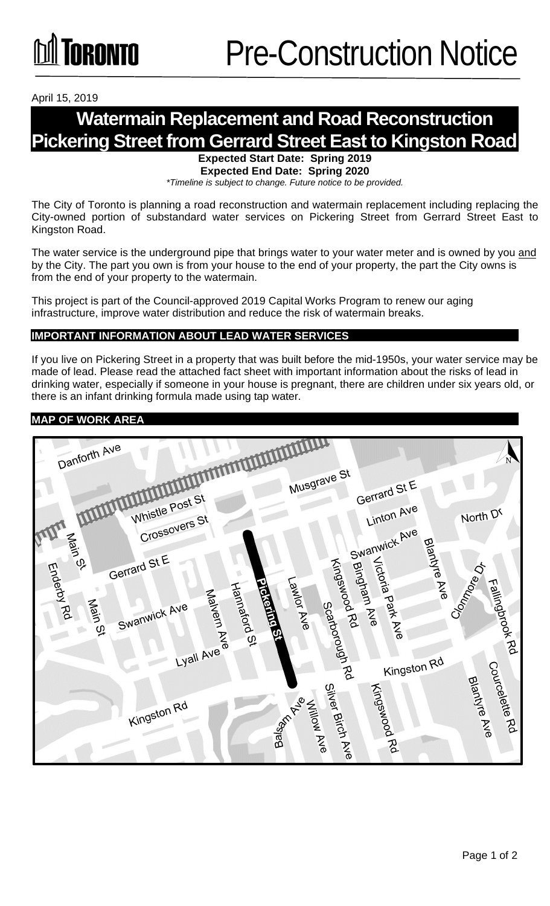# Pre-Construction Notice

April 15, 2019

## Watermain Replacement and Road Reconstruction Pickering Street from Gerrard Street East to Kingston Road

**Expected Start Date: Spring 2019**
**Expected End Date: Spring 2020**
*\*Timeline is subject to change. Future notice to be provided.*

The City of Toronto is planning a road reconstruction and watermain replacement including replacing the City-owned portion of substandard water services on Pickering Street from Gerrard Street East to Kingston Road.

The water service is the underground pipe that brings water to your water meter and is owned by you and by the City. The part you own is from your house to the end of your property, the part the City owns is from the end of your property to the watermain.

This project is part of the Council-approved 2019 Capital Works Program to renew our aging infrastructure, improve water distribution and reduce the risk of watermain breaks.

### IMPORTANT INFORMATION ABOUT LEAD WATER SERVICES

If you live on Pickering Street in a property that was built before the mid-1950s, your water service may be made of lead. Please read the attached fact sheet with important information about the risks of lead in drinking water, especially if someone in your house is pregnant, there are children under six years old, or there is an infant drinking formula made using tap water.

### MAP OF WORK AREA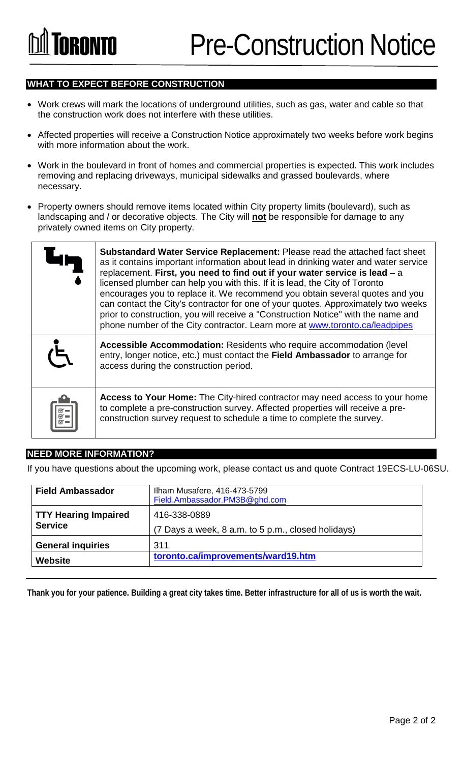# Pre-Construction Notice

## WHAT TO EXPECT BEFORE CONSTRUCTION

- Work crews will mark the locations of underground utilities, such as gas, water and cable so that the construction work does not interfere with these utilities.
- Affected properties will receive a Construction Notice approximately two weeks before work begins with more information about the work.
- Work in the boulevard in front of homes and commercial properties is expected. This work includes removing and replacing driveways, municipal sidewalks and grassed boulevards, where necessary.
- Property owners should remove items located within City property limits (boulevard), such as landscaping and / or decorative objects. The City will **not** be responsible for damage to any privately owned items on City property.

| | |
|---|---|
| | **Substandard Water Service Replacement:** Please read the attached fact sheet as it contains important information about lead in drinking water and water service replacement. **First, you need to find out if your water service is lead** – a licensed plumber can help you with this. If it is lead, the City of Toronto encourages you to replace it. We recommend you obtain several quotes and you can contact the City's contractor for one of your quotes. Approximately two weeks prior to construction, you will receive a "Construction Notice" with the name and phone number of the City contractor. Learn more at www.toronto.ca/leadpipes |
| | **Accessible Accommodation:** Residents who require accommodation (level entry, longer notice, etc.) must contact the **Field Ambassador** to arrange for access during the construction period. |
| | **Access to Your Home:** The City-hired contractor may need access to your home to complete a pre-construction survey. Affected properties will receive a pre-construction survey request to schedule a time to complete the survey. |

## NEED MORE INFORMATION?

If you have questions about the upcoming work, please contact us and quote Contract 19ECS-LU-06SU.

| | |
|---|---|
| **Field Ambassador** | Ilham Musafere, 416-473-5799<br>Field.Ambassador.PM3B@ghd.com |
| **TTY Hearing Impaired Service** | 416-338-0889<br>(7 Days a week, 8 a.m. to 5 p.m., closed holidays) |
| **General inquiries** | 311 |
| **Website** | **toronto.ca/improvements/ward19.htm** |

**Thank you for your patience. Building a great city takes time. Better infrastructure for all of us is worth the wait.**